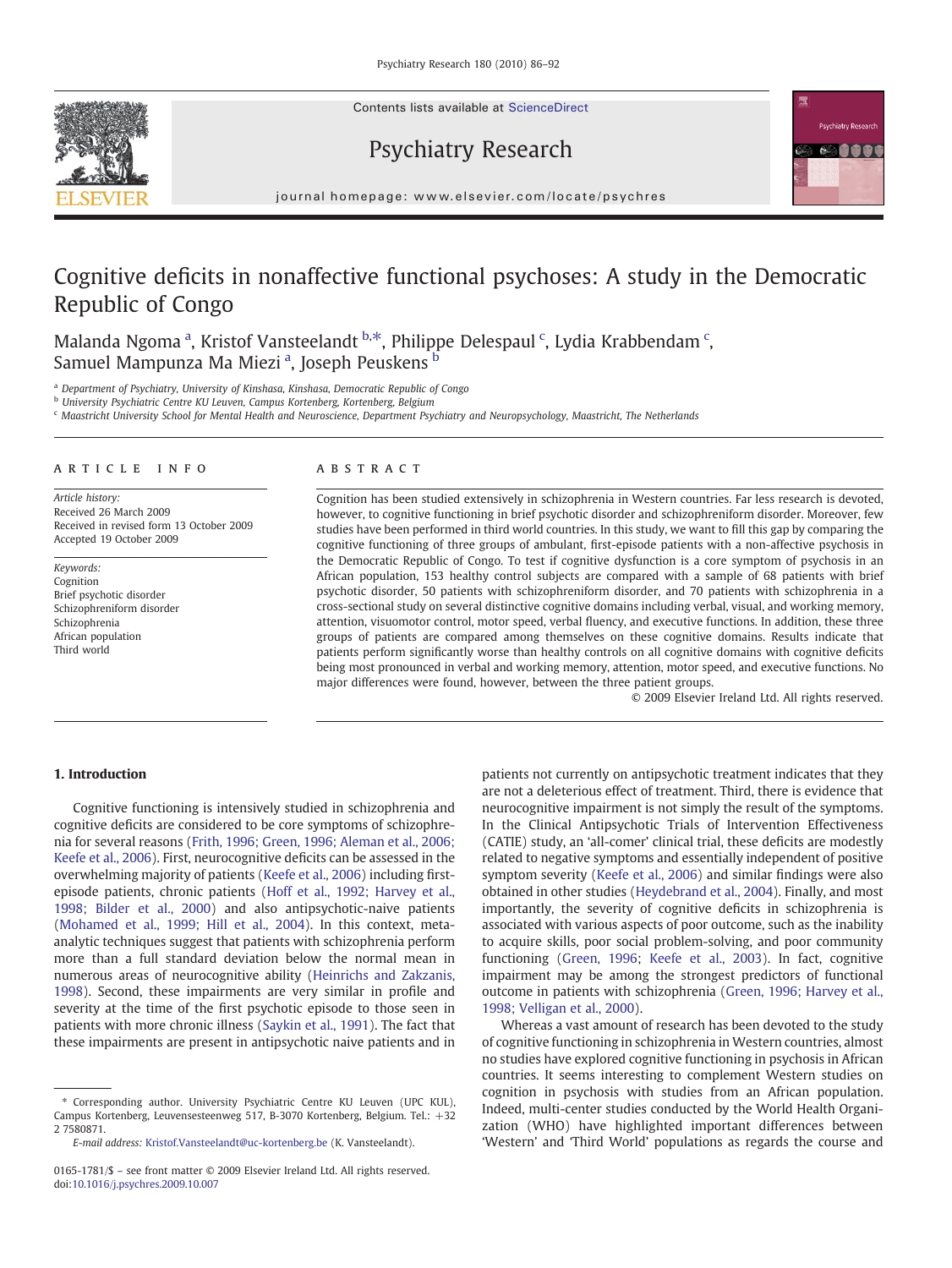# Cognitive deficits in nonaffective functional psychoses: A study in the Democratic Republic of Congo

Malanda Ngoma [a], Kristof Vansteelandt [b,*], Philippe Delespaul [c], Lydia Krabbendam [c], Samuel Mampunza Ma Miezi [a], Joseph Peuskens [b]

[a] Department of Psychiatry, University of Kinshasa, Kinshasa, Democratic Republic of Congo
[b] University Psychiatric Centre KU Leuven, Campus Kortenberg, Kortenberg, Belgium
[c] Maastricht University School for Mental Health and Neuroscience, Department Psychiatry and Neuropsychology, Maastricht, The Netherlands

## ARTICLE INFO

*Article history:*
Received 26 March 2009
Received in revised form 13 October 2009
Accepted 19 October 2009

*Keywords:*
Cognition
Brief psychotic disorder
Schizophreniform disorder
Schizophrenia
African population
Third world

## ABSTRACT

Cognition has been studied extensively in schizophrenia in Western countries. Far less research is devoted, however, to cognitive functioning in brief psychotic disorder and schizophreniform disorder. Moreover, few studies have been performed in third world countries. In this study, we want to fill this gap by comparing the cognitive functioning of three groups of ambulant, first-episode patients with a non-affective psychosis in the Democratic Republic of Congo. To test if cognitive dysfunction is a core symptom of psychosis in an African population, 153 healthy control subjects are compared with a sample of 68 patients with brief psychotic disorder, 50 patients with schizophreniform disorder, and 70 patients with schizophrenia in a cross-sectional study on several distinctive cognitive domains including verbal, visual, and working memory, attention, visuomotor control, motor speed, verbal fluency, and executive functions. In addition, these three groups of patients are compared among themselves on these cognitive domains. Results indicate that patients perform significantly worse than healthy controls on all cognitive domains with cognitive deficits being most pronounced in verbal and working memory, attention, motor speed, and executive functions. No major differences were found, however, between the three patient groups.

© 2009 Elsevier Ireland Ltd. All rights reserved.

## 1. Introduction

Cognitive functioning is intensively studied in schizophrenia and cognitive deficits are considered to be core symptoms of schizophrenia for several reasons (Frith, 1996; Green, 1996; Aleman et al., 2006; Keefe et al., 2006). First, neurocognitive deficits can be assessed in the overwhelming majority of patients (Keefe et al., 2006) including first-episode patients, chronic patients (Hoff et al., 1992; Harvey et al., 1998; Bilder et al., 2000) and also antipsychotic-naive patients (Mohamed et al., 1999; Hill et al., 2004). In this context, meta-analytic techniques suggest that patients with schizophrenia perform more than a full standard deviation below the normal mean in numerous areas of neurocognitive ability (Heinrichs and Zakzanis, 1998). Second, these impairments are very similar in profile and severity at the time of the first psychotic episode to those seen in patients with more chronic illness (Saykin et al., 1991). The fact that these impairments are present in antipsychotic naive patients and in patients not currently on antipsychotic treatment indicates that they are not a deleterious effect of treatment. Third, there is evidence that neurocognitive impairment is not simply the result of the symptoms. In the Clinical Antipsychotic Trials of Intervention Effectiveness (CATIE) study, an 'all-comer' clinical trial, these deficits are modestly related to negative symptoms and essentially independent of positive symptom severity (Keefe et al., 2006) and similar findings were also obtained in other studies (Heydebrand et al., 2004). Finally, and most importantly, the severity of cognitive deficits in schizophrenia is associated with various aspects of poor outcome, such as the inability to acquire skills, poor social problem-solving, and poor community functioning (Green, 1996; Keefe et al., 2003). In fact, cognitive impairment may be among the strongest predictors of functional outcome in patients with schizophrenia (Green, 1996; Harvey et al., 1998; Velligan et al., 2000).

Whereas a vast amount of research has been devoted to the study of cognitive functioning in schizophrenia in Western countries, almost no studies have explored cognitive functioning in psychosis in African countries. It seems interesting to complement Western studies on cognition in psychosis with studies from an African population. Indeed, multi-center studies conducted by the World Health Organization (WHO) have highlighted important differences between 'Western' and 'Third World' populations as regards the course and

* Corresponding author. University Psychiatric Centre KU Leuven (UPC KUL), Campus Kortenberg, Leuvensesteenweg 517, B-3070 Kortenberg, Belgium. Tel.: +32 2 7580871.
*E-mail address:* Kristof.Vansteelandt@uc-kortenberg.be (K. Vansteelandt).

0165-1781/$ – see front matter © 2009 Elsevier Ireland Ltd. All rights reserved.
doi:10.1016/j.psychres.2009.10.007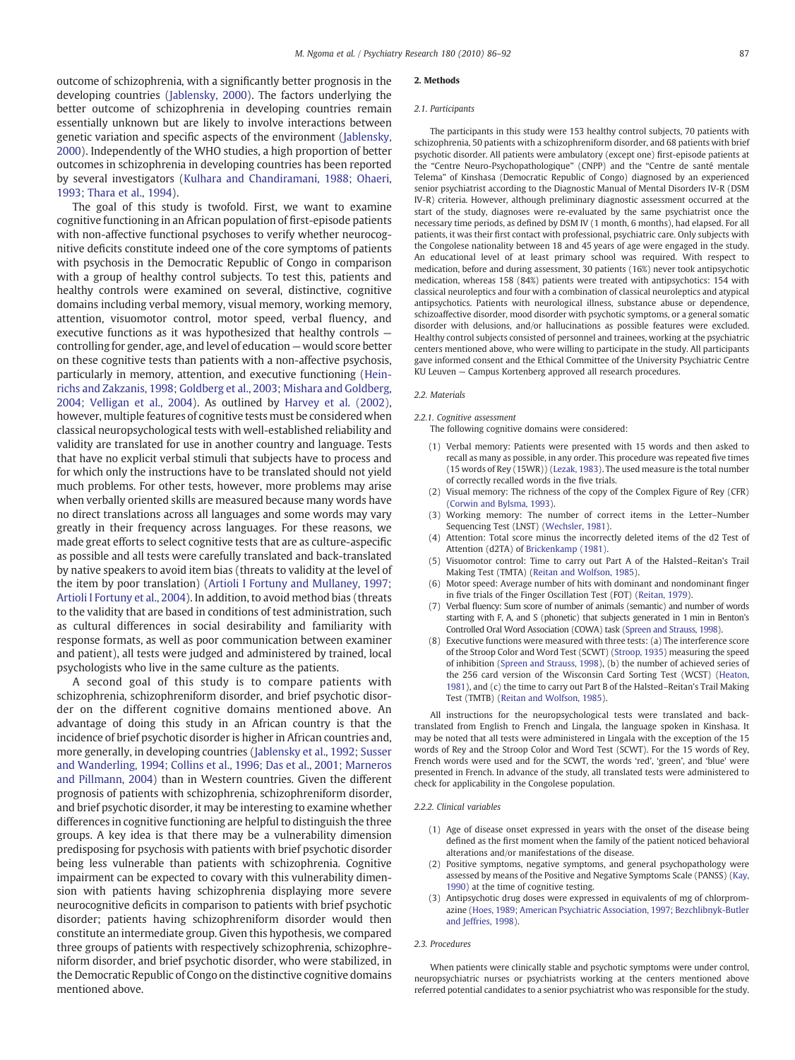outcome of schizophrenia, with a significantly better prognosis in the developing countries (Jablensky, 2000). The factors underlying the better outcome of schizophrenia in developing countries remain essentially unknown but are likely to involve interactions between genetic variation and specific aspects of the environment (Jablensky, 2000). Independently of the WHO studies, a high proportion of better outcomes in schizophrenia in developing countries has been reported by several investigators (Kulhara and Chandiramani, 1988; Ohaeri, 1993; Thara et al., 1994).

The goal of this study is twofold. First, we want to examine cognitive functioning in an African population of first-episode patients with non-affective functional psychoses to verify whether neurocognitive deficits constitute indeed one of the core symptoms of patients with psychosis in the Democratic Republic of Congo in comparison with a group of healthy control subjects. To test this, patients and healthy controls were examined on several, distinctive, cognitive domains including verbal memory, visual memory, working memory, attention, visuomotor control, motor speed, verbal fluency, and executive functions as it was hypothesized that healthy controls — controlling for gender, age, and level of education — would score better on these cognitive tests than patients with a non-affective psychosis, particularly in memory, attention, and executive functioning (Heinrichs and Zakzanis, 1998; Goldberg et al., 2003; Mishara and Goldberg, 2004; Velligan et al., 2004). As outlined by Harvey et al. (2002), however, multiple features of cognitive tests must be considered when classical neuropsychological tests with well-established reliability and validity are translated for use in another country and language. Tests that have no explicit verbal stimuli that subjects have to process and for which only the instructions have to be translated should not yield much problems. For other tests, however, more problems may arise when verbally oriented skills are measured because many words have no direct translations across all languages and some words may vary greatly in their frequency across languages. For these reasons, we made great efforts to select cognitive tests that are as culture-aspecific as possible and all tests were carefully translated and back-translated by native speakers to avoid item bias (threats to validity at the level of the item by poor translation) (Artioli I Fortuny and Mullaney, 1997; Artioli I Fortuny et al., 2004). In addition, to avoid method bias (threats to the validity that are based in conditions of test administration, such as cultural differences in social desirability and familiarity with response formats, as well as poor communication between examiner and patient), all tests were judged and administered by trained, local psychologists who live in the same culture as the patients.

A second goal of this study is to compare patients with schizophrenia, schizophreniform disorder, and brief psychotic disorder on the different cognitive domains mentioned above. An advantage of doing this study in an African country is that the incidence of brief psychotic disorder is higher in African countries and, more generally, in developing countries (Jablensky et al., 1992; Susser and Wanderling, 1994; Collins et al., 1996; Das et al., 2001; Marneros and Pillmann, 2004) than in Western countries. Given the different prognosis of patients with schizophrenia, schizophreniform disorder, and brief psychotic disorder, it may be interesting to examine whether differences in cognitive functioning are helpful to distinguish the three groups. A key idea is that there may be a vulnerability dimension predisposing for psychosis with patients with brief psychotic disorder being less vulnerable than patients with schizophrenia. Cognitive impairment can be expected to covary with this vulnerability dimension with patients having schizophrenia displaying more severe neurocognitive deficits in comparison to patients with brief psychotic disorder; patients having schizophreniform disorder would then constitute an intermediate group. Given this hypothesis, we compared three groups of patients with respectively schizophrenia, schizophreniform disorder, and brief psychotic disorder, who were stabilized, in the Democratic Republic of Congo on the distinctive cognitive domains mentioned above.

## 2. Methods

### 2.1. Participants

The participants in this study were 153 healthy control subjects, 70 patients with schizophrenia, 50 patients with a schizophreniform disorder, and 68 patients with brief psychotic disorder. All patients were ambulatory (except one) first-episode patients at the "Centre Neuro-Psychopathologique" (CNPP) and the "Centre de santé mentale Telema" of Kinshasa (Democratic Republic of Congo) diagnosed by an experienced senior psychiatrist according to the Diagnostic Manual of Mental Disorders IV-R (DSM IV-R) criteria. However, although preliminary diagnostic assessment occurred at the start of the study, diagnoses were re-evaluated by the same psychiatrist once the necessary time periods, as defined by DSM IV (1 month, 6 months), had elapsed. For all patients, it was their first contact with professional, psychiatric care. Only subjects with the Congolese nationality between 18 and 45 years of age were engaged in the study. An educational level of at least primary school was required. With respect to medication, before and during assessment, 30 patients (16%) never took antipsychotic medication, whereas 158 (84%) patients were treated with antipsychotics: 154 with classical neuroleptics and four with a combination of classical neuroleptics and atypical antipsychotics. Patients with neurological illness, substance abuse or dependence, schizoaffective disorder, mood disorder with psychotic symptoms, or a general somatic disorder with delusions, and/or hallucinations as possible features were excluded. Healthy control subjects consisted of personnel and trainees, working at the psychiatric centers mentioned above, who were willing to participate in the study. All participants gave informed consent and the Ethical Committee of the University Psychiatric Centre KU Leuven — Campus Kortenberg approved all research procedures.

### 2.2. Materials

#### 2.2.1. Cognitive assessment

The following cognitive domains were considered:

(1) Verbal memory: Patients were presented with 15 words and then asked to recall as many as possible, in any order. This procedure was repeated five times (15 words of Rey (15WR)) (Lezak, 1983). The used measure is the total number of correctly recalled words in the five trials.
(2) Visual memory: The richness of the copy of the Complex Figure of Rey (CFR) (Corwin and Bylsma, 1993).
(3) Working memory: The number of correct items in the Letter–Number Sequencing Test (LNST) (Wechsler, 1981).
(4) Attention: Total score minus the incorrectly deleted items of the d2 Test of Attention (d2TA) of Brickenkamp (1981).
(5) Visuomotor control: Time to carry out Part A of the Halsted–Reitan's Trail Making Test (TMTA) (Reitan and Wolfson, 1985).
(6) Motor speed: Average number of hits with dominant and nondominant finger in five trials of the Finger Oscillation Test (FOT) (Reitan, 1979).
(7) Verbal fluency: Sum score of number of animals (semantic) and number of words starting with F, A, and S (phonetic) that subjects generated in 1 min in Benton's Controlled Oral Word Association (COWA) task (Spreen and Strauss, 1998).
(8) Executive functions were measured with three tests: (a) The interference score of the Stroop Color and Word Test (SCWT) (Stroop, 1935) measuring the speed of inhibition (Spreen and Strauss, 1998), (b) the number of achieved series of the 256 card version of the Wisconsin Card Sorting Test (WCST) (Heaton, 1981), and (c) the time to carry out Part B of the Halsted–Reitan's Trail Making Test (TMTB) (Reitan and Wolfson, 1985).

All instructions for the neuropsychological tests were translated and back-translated from English to French and Lingala, the language spoken in Kinshasa. It may be noted that all tests were administered in Lingala with the exception of the 15 words of Rey and the Stroop Color and Word Test (SCWT). For the 15 words of Rey, French words were used and for the SCWT, the words 'red', 'green', and 'blue' were presented in French. In advance of the study, all translated tests were administered to check for applicability in the Congolese population.

#### 2.2.2. Clinical variables

(1) Age of disease onset expressed in years with the onset of the disease being defined as the first moment when the family of the patient noticed behavioral alterations and/or manifestations of the disease.
(2) Positive symptoms, negative symptoms, and general psychopathology were assessed by means of the Positive and Negative Symptoms Scale (PANSS) (Kay, 1990) at the time of cognitive testing.
(3) Antipsychotic drug doses were expressed in equivalents of mg of chlorpromazine (Hoes, 1989; American Psychiatric Association, 1997; Bezchlibnyk-Butler and Jeffries, 1998).

### 2.3. Procedures

When patients were clinically stable and psychotic symptoms were under control, neuropsychiatric nurses or psychiatrists working at the centers mentioned above referred potential candidates to a senior psychiatrist who was responsible for the study.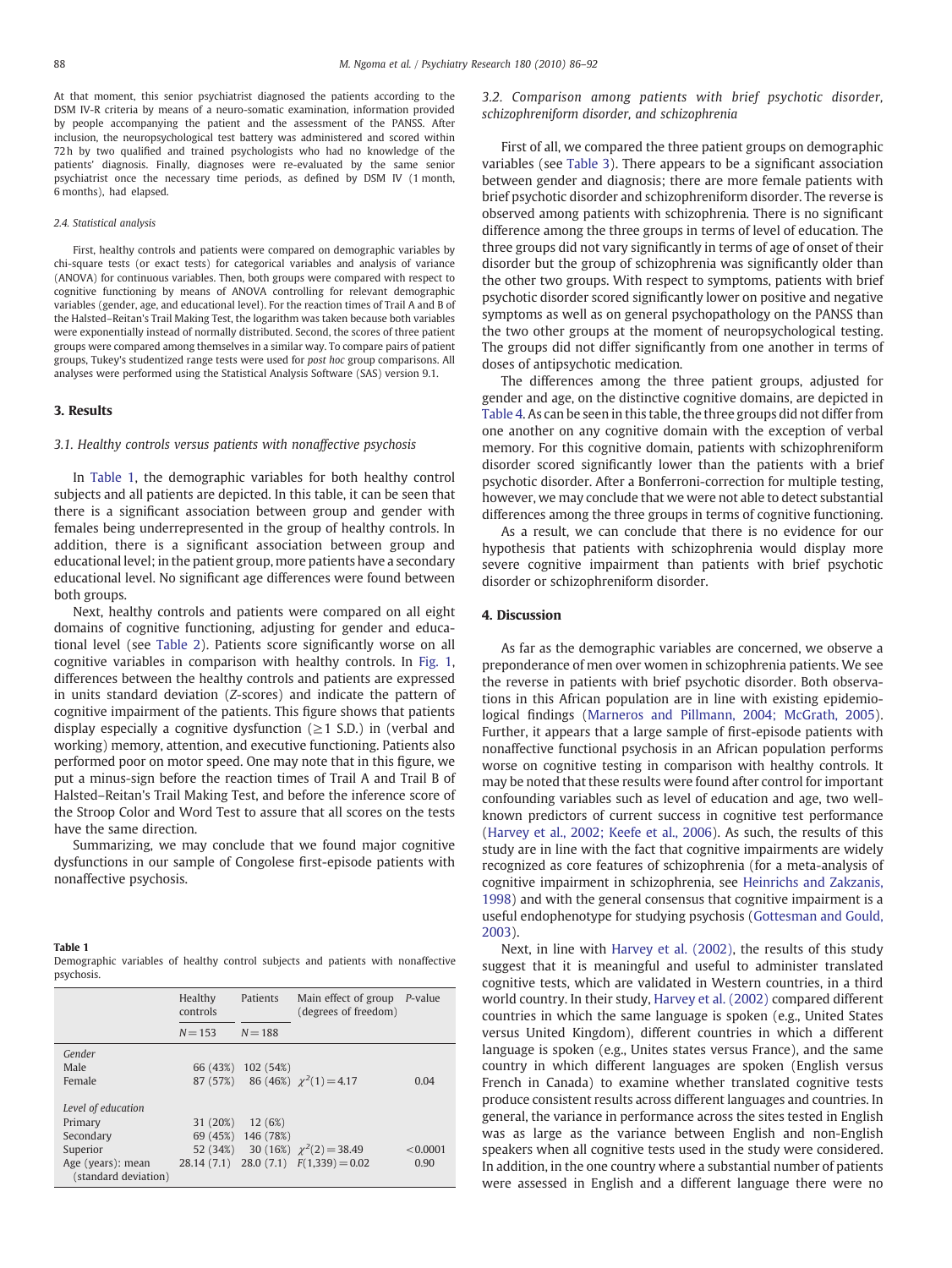At that moment, this senior psychiatrist diagnosed the patients according to the DSM IV-R criteria by means of a neuro-somatic examination, information provided by people accompanying the patient and the assessment of the PANSS. After inclusion, the neuropsychological test battery was administered and scored within 72 h by two qualified and trained psychologists who had no knowledge of the patients' diagnosis. Finally, diagnoses were re-evaluated by the same senior psychiatrist once the necessary time periods, as defined by DSM IV (1 month, 6 months), had elapsed.

#### 2.4. Statistical analysis

First, healthy controls and patients were compared on demographic variables by chi-square tests (or exact tests) for categorical variables and analysis of variance (ANOVA) for continuous variables. Then, both groups were compared with respect to cognitive functioning by means of ANOVA controlling for relevant demographic variables (gender, age, and educational level). For the reaction times of Trail A and B of the Halsted–Reitan's Trail Making Test, the logarithm was taken because both variables were exponentially instead of normally distributed. Second, the scores of three patient groups were compared among themselves in a similar way. To compare pairs of patient groups, Tukey's studentized range tests were used for *post hoc* group comparisons. All analyses were performed using the Statistical Analysis Software (SAS) version 9.1.

## 3. Results

### 3.1. Healthy controls versus patients with nonaffective psychosis

In Table 1, the demographic variables for both healthy control subjects and all patients are depicted. In this table, it can be seen that there is a significant association between group and gender with females being underrepresented in the group of healthy controls. In addition, there is a significant association between group and educational level; in the patient group, more patients have a secondary educational level. No significant age differences were found between both groups.

Next, healthy controls and patients were compared on all eight domains of cognitive functioning, adjusting for gender and educational level (see Table 2). Patients score significantly worse on all cognitive variables in comparison with healthy controls. In Fig. 1, differences between the healthy controls and patients are expressed in units standard deviation (Z-scores) and indicate the pattern of cognitive impairment of the patients. This figure shows that patients display especially a cognitive dysfunction (≥1 S.D.) in (verbal and working) memory, attention, and executive functioning. Patients also performed poor on motor speed. One may note that in this figure, we put a minus-sign before the reaction times of Trail A and Trail B of Halsted–Reitan's Trail Making Test, and before the inference score of the Stroop Color and Word Test to assure that all scores on the tests have the same direction.

Summarizing, we may conclude that we found major cognitive dysfunctions in our sample of Congolese first-episode patients with nonaffective psychosis.

**Table 1**
Demographic variables of healthy control subjects and patients with nonaffective psychosis.

| | Healthy controls | Patients | Main effect of group (degrees of freedom) | *P*-value |
|---|---|---|---|---|
| | $N = 153$ | $N = 188$ | | |
| *Gender* | | | | |
| Male | 66 (43%) | 102 (54%) | | |
| Female | 87 (57%) | 86 (46%) | $\chi^2(1) = 4.17$ | 0.04 |
| *Level of education* | | | | |
| Primary | 31 (20%) | 12 (6%) | | |
| Secondary | 69 (45%) | 146 (78%) | | |
| Superior | 52 (34%) | 30 (16%) | $\chi^2(2) = 38.49$ | <0.0001 |
| Age (years): mean (standard deviation) | 28.14 (7.1) | 28.0 (7.1) | $F(1,339) = 0.02$ | 0.90 |

### 3.2. Comparison among patients with brief psychotic disorder, schizophreniform disorder, and schizophrenia

First of all, we compared the three patient groups on demographic variables (see Table 3). There appears to be a significant association between gender and diagnosis; there are more female patients with brief psychotic disorder and schizophreniform disorder. The reverse is observed among patients with schizophrenia. There is no significant difference among the three groups in terms of level of education. The three groups did not vary significantly in terms of age of onset of their disorder but the group of schizophrenia was significantly older than the other two groups. With respect to symptoms, patients with brief psychotic disorder scored significantly lower on positive and negative symptoms as well as on general psychopathology on the PANSS than the two other groups at the moment of neuropsychological testing. The groups did not differ significantly from one another in terms of doses of antipsychotic medication.

The differences among the three patient groups, adjusted for gender and age, on the distinctive cognitive domains, are depicted in Table 4. As can be seen in this table, the three groups did not differ from one another on any cognitive domain with the exception of verbal memory. For this cognitive domain, patients with schizophreniform disorder scored significantly lower than the patients with a brief psychotic disorder. After a Bonferroni-correction for multiple testing, however, we may conclude that we were not able to detect substantial differences among the three groups in terms of cognitive functioning.

As a result, we can conclude that there is no evidence for our hypothesis that patients with schizophrenia would display more severe cognitive impairment than patients with brief psychotic disorder or schizophreniform disorder.

## 4. Discussion

As far as the demographic variables are concerned, we observe a preponderance of men over women in schizophrenia patients. We see the reverse in patients with brief psychotic disorder. Both observations in this African population are in line with existing epidemiological findings (Marneros and Pillmann, 2004; McGrath, 2005). Further, it appears that a large sample of first-episode patients with nonaffective functional psychosis in an African population performs worse on cognitive testing in comparison with healthy controls. It may be noted that these results were found after control for important confounding variables such as level of education and age, two well-known predictors of current success in cognitive test performance (Harvey et al., 2002; Keefe et al., 2006). As such, the results of this study are in line with the fact that cognitive impairments are widely recognized as core features of schizophrenia (for a meta-analysis of cognitive impairment in schizophrenia, see Heinrichs and Zakzanis, 1998) and with the general consensus that cognitive impairment is a useful endophenotype for studying psychosis (Gottesman and Gould, 2003).

Next, in line with Harvey et al. (2002), the results of this study suggest that it is meaningful and useful to administer translated cognitive tests, which are validated in Western countries, in a third world country. In their study, Harvey et al. (2002) compared different countries in which the same language is spoken (e.g., United States versus United Kingdom), different countries in which a different language is spoken (e.g., Unites states versus France), and the same country in which different languages are spoken (English versus French in Canada) to examine whether translated cognitive tests produce consistent results across different languages and countries. In general, the variance in performance across the sites tested in English was as large as the variance between English and non-English speakers when all cognitive tests used in the study were considered. In addition, in the one country where a substantial number of patients were assessed in English and a different language there were no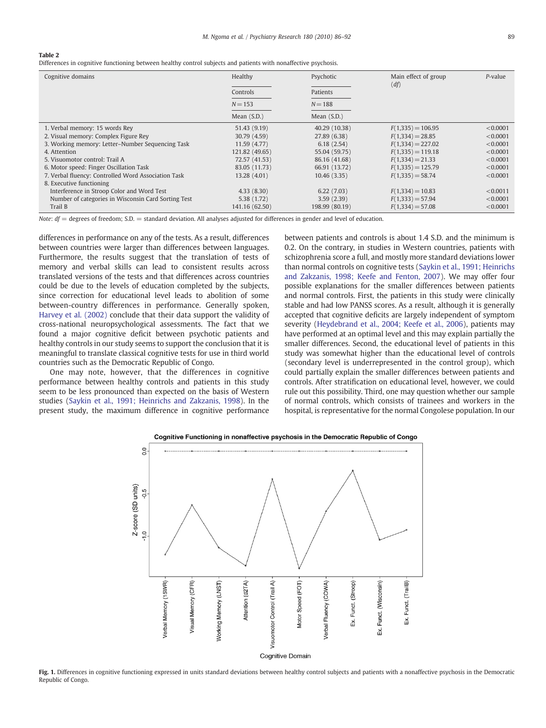**Table 2**
Differences in cognitive functioning between healthy control subjects and patients with nonaffective psychosis.

| Cognitive domains | Healthy Controls N = 153 Mean (S.D.) | Psychotic Patients N = 188 Mean (S.D.) | Main effect of group (*df*) | *P*-value |
|---|---|---|---|---|
| 1. Verbal memory: 15 words Rey | 51.43 (9.19) | 40.29 (10.38) | $F(1,335) = 106.95$ | <0.0001 |
| 2. Visual memory: Complex Figure Rey | 30.79 (4.59) | 27.89 (6.38) | $F(1,334) = 28.85$ | <0.0001 |
| 3. Working memory: Letter–Number Sequencing Task | 11.59 (4.77) | 6.18 (2.54) | $F(1,334) = 227.02$ | <0.0001 |
| 4. Attention | 121.82 (49.65) | 55.04 (59.75) | $F(1,335) = 119.18$ | <0.0001 |
| 5. Visuomotor control: Trail A | 72.57 (41.53) | 86.16 (41.68) | $F(1,334) = 21.33$ | <0.0001 |
| 6. Motor speed: Finger Oscillation Task | 83.05 (11.73) | 66.91 (13.72) | $F(1,335) = 125.79$ | <0.0001 |
| 7. Verbal fluency: Controlled Word Association Task | 13.28 (4.01) | 10.46 (3.35) | $F(1,335) = 58.74$ | <0.0001 |
| 8. Executive functioning | | | | |
| Interference in Stroop Color and Word Test | 4.33 (8.30) | 6.22 (7.03) | $F(1,334) = 10.83$ | <0.0011 |
| Number of categories in Wisconsin Card Sorting Test | 5.38 (1.72) | 3.59 (2.39) | $F(1,333) = 57.94$ | <0.0001 |
| Trail B | 141.16 (62.50) | 198.99 (80.19) | $F(1,334) = 57.08$ | <0.0001 |

*Note*: *df* = degrees of freedom; S.D. = standard deviation. All analyses adjusted for differences in gender and level of education.

differences in performance on any of the tests. As a result, differences between countries were larger than differences between languages. Furthermore, the results suggest that the translation of tests of memory and verbal skills can lead to consistent results across translated versions of the tests and that differences across countries could be due to the levels of education completed by the subjects, since correction for educational level leads to abolition of some between-country differences in performance. Generally spoken, Harvey et al. (2002) conclude that their data support the validity of cross-national neuropsychological assessments. The fact that we found a major cognitive deficit between psychotic patients and healthy controls in our study seems to support the conclusion that it is meaningful to translate classical cognitive tests for use in third world countries such as the Democratic Republic of Congo.

One may note, however, that the differences in cognitive performance between healthy controls and patients in this study seem to be less pronounced than expected on the basis of Western studies (Saykin et al., 1991; Heinrichs and Zakzanis, 1998). In the present study, the maximum difference in cognitive performance between patients and controls is about 1.4 S.D. and the minimum is 0.2. On the contrary, in studies in Western countries, patients with schizophrenia score a full, and mostly more standard deviations lower than normal controls on cognitive tests (Saykin et al., 1991; Heinrichs and Zakzanis, 1998; Keefe and Fenton, 2007). We may offer four possible explanations for the smaller differences between patients and normal controls. First, the patients in this study were clinically stable and had low PANSS scores. As a result, although it is generally accepted that cognitive deficits are largely independent of symptom severity (Heydebrand et al., 2004; Keefe et al., 2006), patients may have performed at an optimal level and this may explain partially the smaller differences. Second, the educational level of patients in this study was somewhat higher than the educational level of controls (secondary level is underrepresented in the control group), which could partially explain the smaller differences between patients and controls. After stratification on educational level, however, we could rule out this possibility. Third, one may question whether our sample of normal controls, which consists of trainees and workers in the hospital, is representative for the normal Congolese population. In our

**Fig. 1.** Differences in cognitive functioning expressed in units standard deviations between healthy control subjects and patients with a nonaffective psychosis in the Democratic Republic of Congo.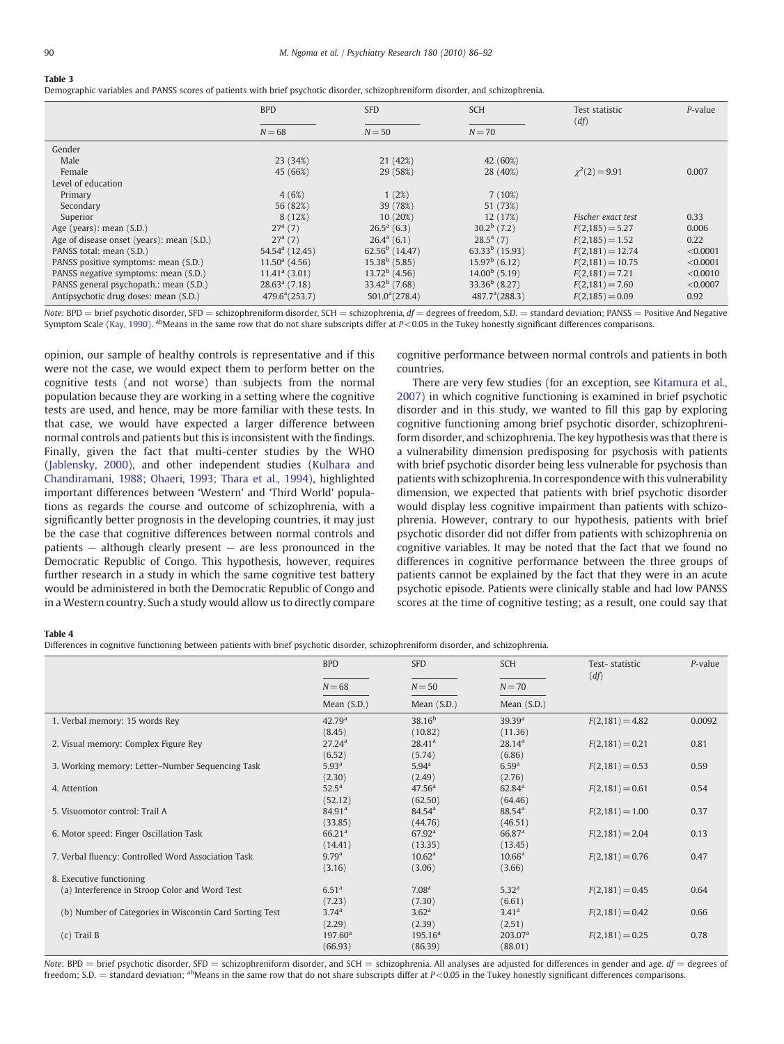**Table 3**
Demographic variables and PANSS scores of patients with brief psychotic disorder, schizophreniform disorder, and schizophrenia.

| | BPD | SFD | SCH | Test statistic (*df*) | *P*-value |
|---|---|---|---|---|---|
| | $N=68$ | $N=50$ | $N=70$ | | |
| Gender | | | | | |
| Male | 23 (34%) | 21 (42%) | 42 (60%) | | |
| Female | 45 (66%) | 29 (58%) | 28 (40%) | $\chi^2(2)=9.91$ | 0.007 |
| Level of education | | | | | |
| Primary | 4 (6%) | 1 (2%) | 7 (10%) | | |
| Secondary | 56 (82%) | 39 (78%) | 51 (73%) | | |
| Superior | 8 (12%) | 10 (20%) | 12 (17%) | *Fischer exact test* | 0.33 |
| Age (years): mean (S.D.) | $27^a$ (7) | $26.5^a$ (6.3) | $30.2^b$ (7.2) | $F(2,185)=5.27$ | 0.006 |
| Age of disease onset (years): mean (S.D.) | $27^a$ (7) | $26.4^a$ (6.1) | $28.5^a$ (7) | $F(2,185)=1.52$ | 0.22 |
| PANSS total: mean (S.D.) | $54.54^a$ (12.45) | $62.56^b$ (14.47) | $63.33^b$ (15.93) | $F(2,181)=12.74$ | <0.0001 |
| PANSS positive symptoms: mean (S.D.) | $11.50^a$ (4.56) | $15.38^b$ (5.85) | $15.97^b$ (6.12) | $F(2,181)=10.75$ | <0.0001 |
| PANSS negative symptoms: mean (S.D.) | $11.41^a$ (3.01) | $13.72^b$ (4.56) | $14.00^b$ (5.19) | $F(2,181)=7.21$ | <0.0010 |
| PANSS general psychopath.: mean (S.D.) | $28.63^a$ (7.18) | $33.42^b$ (7.68) | $33.36^b$ (8.27) | $F(2,181)=7.60$ | <0.0007 |
| Antipsychotic drug doses: mean (S.D.) | $479.6^a$(253.7) | $501.0^a$(278.4) | $487.7^a$(288.3) | $F(2,185)=0.09$ | 0.92 |

*Note*: BPD = brief psychotic disorder, SFD = schizophreniform disorder, SCH = schizophrenia, *df* = degrees of freedom, S.D. = standard deviation; PANSS = Positive And Negative Symptom Scale (Kay, 1990). [ab]Means in the same row that do not share subscripts differ at $P<0.05$ in the Tukey honestly significant differences comparisons.

opinion, our sample of healthy controls is representative and if this were not the case, we would expect them to perform better on the cognitive tests (and not worse) than subjects from the normal population because they are working in a setting where the cognitive tests are used, and hence, may be more familiar with these tests. In that case, we would have expected a larger difference between normal controls and patients but this is inconsistent with the findings. Finally, given the fact that multi-center studies by the WHO (Jablensky, 2000), and other independent studies (Kulhara and Chandiramani, 1988; Ohaeri, 1993; Thara et al., 1994), highlighted important differences between 'Western' and 'Third World' populations as regards the course and outcome of schizophrenia, with a significantly better prognosis in the developing countries, it may just be the case that cognitive differences between normal controls and patients — although clearly present — are less pronounced in the Democratic Republic of Congo. This hypothesis, however, requires further research in a study in which the same cognitive test battery would be administered in both the Democratic Republic of Congo and in a Western country. Such a study would allow us to directly compare cognitive performance between normal controls and patients in both countries.

There are very few studies (for an exception, see Kitamura et al., 2007) in which cognitive functioning is examined in brief psychotic disorder and in this study, we wanted to fill this gap by exploring cognitive functioning among brief psychotic disorder, schizophreniform disorder, and schizophrenia. The key hypothesis was that there is a vulnerability dimension predisposing for psychosis with patients with brief psychotic disorder being less vulnerable for psychosis than patients with schizophrenia. In correspondence with this vulnerability dimension, we expected that patients with brief psychotic disorder would display less cognitive impairment than patients with schizophrenia. However, contrary to our hypothesis, patients with brief psychotic disorder did not differ from patients with schizophrenia on cognitive variables. It may be noted that the fact that we found no differences in cognitive performance between the three groups of patients cannot be explained by the fact that they were in an acute psychotic episode. Patients were clinically stable and had low PANSS scores at the time of cognitive testing; as a result, one could say that

**Table 4**
Differences in cognitive functioning between patients with brief psychotic disorder, schizophreniform disorder, and schizophrenia.

| | BPD | SFD | SCH | Test- statistic (*df*) | *P*-value |
|---|---|---|---|---|---|
| | $N=68$ | $N=50$ | $N=70$ | | |
| | Mean (S.D.) | Mean (S.D.) | Mean (S.D.) | | |
| 1. Verbal memory: 15 words Rey | $42.79^a$ (8.45) | $38.16^b$ (10.82) | $39.39^a$ (11.36) | $F(2,181)=4.82$ | 0.0092 |
| 2. Visual memory: Complex Figure Rey | $27.24^a$ (6.52) | $28.41^a$ (5.74) | $28.14^a$ (6.86) | $F(2,181)=0.21$ | 0.81 |
| 3. Working memory: Letter–Number Sequencing Task | $5.93^a$ (2.30) | $5.94^a$ (2.49) | $6.59^a$ (2.76) | $F(2,181)=0.53$ | 0.59 |
| 4. Attention | $52.5^a$ (52.12) | $47.56^a$ (62.50) | $62.84^a$ (64.46) | $F(2,181)=0.61$ | 0.54 |
| 5. Visuomotor control: Trail A | $84.91^a$ (33.85) | $84.54^a$ (44.76) | $88.54^a$ (46.51) | $F(2,181)=1.00$ | 0.37 |
| 6. Motor speed: Finger Oscillation Task | $66.21^a$ (14.41) | $67.92^a$ (13.35) | $66.87^a$ (13.45) | $F(2,181)=2.04$ | 0.13 |
| 7. Verbal fluency: Controlled Word Association Task | $9.79^a$ (3.16) | $10.62^a$ (3.06) | $10.66^a$ (3.66) | $F(2,181)=0.76$ | 0.47 |
| 8. Executive functioning | | | | | |
| (a) Interference in Stroop Color and Word Test | $6.51^a$ (7.23) | $7.08^a$ (7.30) | $5.32^a$ (6.61) | $F(2,181)=0.45$ | 0.64 |
| (b) Number of Categories in Wisconsin Card Sorting Test | $3.74^a$ (2.29) | $3.62^a$ (2.39) | $3.41^a$ (2.51) | $F(2,181)=0.42$ | 0.66 |
| (c) Trail B | $197.60^a$ (66.93) | $195.16^a$ (86.39) | $203.07^a$ (88.01) | $F(2,181)=0.25$ | 0.78 |

*Note*: BPD = brief psychotic disorder, SFD = schizophreniform disorder, and SCH = schizophrenia. All analyses are adjusted for differences in gender and age. *df* = degrees of freedom; S.D. = standard deviation; [ab]Means in the same row that do not share subscripts differ at $P<0.05$ in the Tukey honestly significant differences comparisons.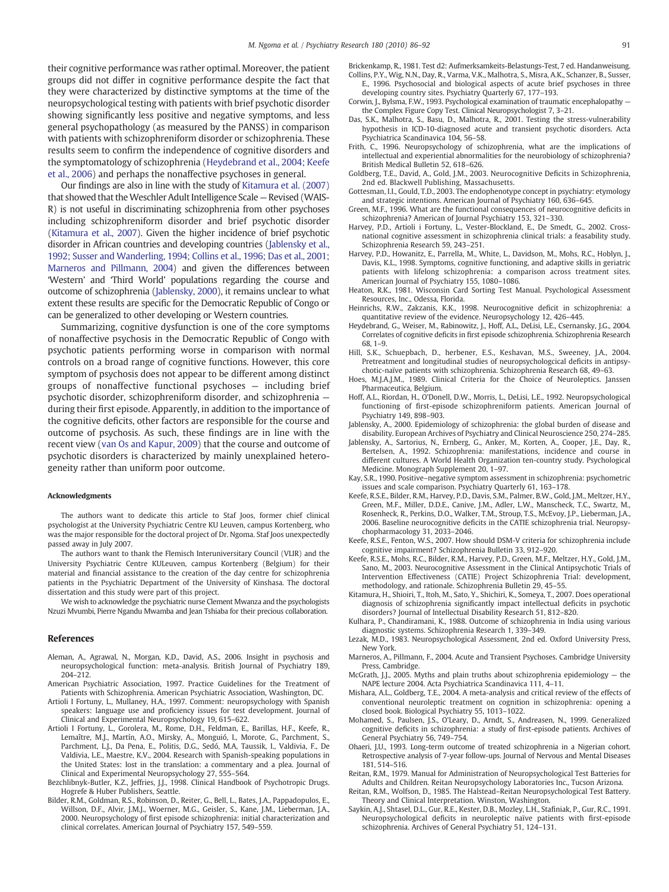their cognitive performance was rather optimal. Moreover, the patient groups did not differ in cognitive performance despite the fact that they were characterized by distinctive symptoms at the time of the neuropsychological testing with patients with brief psychotic disorder showing significantly less positive and negative symptoms, and less general psychopathology (as measured by the PANSS) in comparison with patients with schizophreniform disorder or schizophrenia. These results seem to confirm the independence of cognitive disorders and the symptomatology of schizophrenia (Heydebrand et al., 2004; Keefe et al., 2006) and perhaps the nonaffective psychoses in general.

Our findings are also in line with the study of Kitamura et al. (2007) that showed that the Weschler Adult Intelligence Scale — Revised (WAIS-R) is not useful in discriminating schizophrenia from other psychoses including schizophreniform disorder and brief psychotic disorder (Kitamura et al., 2007). Given the higher incidence of brief psychotic disorder in African countries and developing countries (Jablensky et al., 1992; Susser and Wanderling, 1994; Collins et al., 1996; Das et al., 2001; Marneros and Pillmann, 2004) and given the differences between 'Western' and 'Third World' populations regarding the course and outcome of schizophrenia (Jablensky, 2000), it remains unclear to what extent these results are specific for the Democratic Republic of Congo or can be generalized to other developing or Western countries.

Summarizing, cognitive dysfunction is one of the core symptoms of nonaffective psychosis in the Democratic Republic of Congo with psychotic patients performing worse in comparison with normal controls on a broad range of cognitive functions. However, this core symptom of psychosis does not appear to be different among distinct groups of nonaffective functional psychoses — including brief psychotic disorder, schizophreniform disorder, and schizophrenia — during their first episode. Apparently, in addition to the importance of the cognitive deficits, other factors are responsible for the course and outcome of psychosis. As such, these findings are in line with the recent view (van Os and Kapur, 2009) that the course and outcome of psychotic disorders is characterized by mainly unexplained heterogeneity rather than uniform poor outcome.

#### Acknowledgments

The authors want to dedicate this article to Staf Joos, former chief clinical psychologist at the University Psychiatric Centre KU Leuven, campus Kortenberg, who was the major responsible for the doctoral project of Dr. Ngoma. Staf Joos unexpectedly passed away in July 2007.

The authors want to thank the Flemisch Interuniversitary Council (VLIR) and the University Psychiatric Centre KULeuven, campus Kortenberg (Belgium) for their material and financial assistance to the creation of the day centre for schizophrenia patients in the Psychiatric Department of the University of Kinshasa. The doctoral dissertation and this study were part of this project.

We wish to acknowledge the psychiatric nurse Clement Mwanza and the psychologists Nzuzi Mvumbi, Pierre Ngandu Mwamba and Jean Tshiaba for their precious collaboration.

## References

Aleman, A., Agrawal, N., Morgan, K.D., David, A.S., 2006. Insight in psychosis and neuropsychological function: meta-analysis. British Journal of Psychiatry 189, 204–212.

American Psychiatric Association, 1997. Practice Guidelines for the Treatment of Patients with Schizophrenia. American Psychiatric Association, Washington, DC.

Artioli I Fortuny, L., Mullaney, H.A., 1997. Comment: neuropsychology with Spanish speakers: language use and proficiency issues for test development. Journal of Clinical and Experimental Neuropsychology 19, 615–622.

Artioli I Fortuny, L., Gorolera, M., Rome, D.H., Feldman, E., Barillas, H.F., Keefe, R., Lemaître, M.J., Martín, A.O., Mirsky, A., Monguió, I., Morote, G., Parchment, S., Parchment, L.J., Da Pena, E., Politis, D.G., Sedó, M.A, Taussik, I., Valdivia, F., De Valdivia, L.E., Maestre, K.V., 2004. Research with Spanish-speaking populations in the United States: lost in the translation: a commentary and a plea. Journal of Clinical and Experimental Neuropsychology 27, 555–564.

Bezchlibnyk-Butler, K.Z., Jeffries, J.J., 1998. Clinical Handbook of Psychotropic Drugs. Hogrefe & Huber Publishers, Seattle.

Bilder, R.M., Goldman, R.S., Robinson, D., Reiter, G., Bell, L., Bates, J.A., Pappadopulos, E., Willson, D.F., Alvir, J.M.J., Woerner, M.G., Geisler, S., Kane, J.M., Lieberman, J.A., 2000. Neuropsychology of first episode schizophrenia: initial characterization and clinical correlates. American Journal of Psychiatry 157, 549–559.

Brickenkamp, R., 1981. Test d2: Aufmerksamkeits-Belastungs-Test, 7 ed. Handanweisung.

Collins, P.Y., Wig, N.N., Day, R., Varma, V.K., Malhotra, S., Misra, A.K., Schanzer, B., Susser, E., 1996. Psychosocial and biological aspects of acute brief psychoses in three developing country sites. Psychiatry Quarterly 67, 177–193.

Corwin, J., Bylsma, F.W., 1993. Psychological examination of traumatic encephalopathy — the Complex Figure Copy Test. Clinical Neuropsychologist 7, 3–21.

Das, S.K., Malhotra, S., Basu, D., Malhotra, R., 2001. Testing the stress-vulnerability hypothesis in ICD-10-diagnosed acute and transient psychotic disorders. Acta Psychiatrica Scandinavica 104, 56–58.

Frith, C., 1996. Neuropsychology of schizophrenia, what are the implications of intellectual and experiential abnormalities for the neurobiology of schizophrenia? British Medical Bulletin 52, 618–626.

Goldberg, T.E., David, A., Gold, J.M., 2003. Neurocognitive Deficits in Schizophrenia, 2nd ed. Blackwell Publishing, Massachusetts.

Gottesman, I.I., Gould, T.D., 2003. The endophenotype concept in psychiatry: etymology and strategic intentions. American Journal of Psychiatry 160, 636–645.

Green, M.F., 1996. What are the functional consequences of neurocognitive deficits in schizophrenia? American of Journal Psychiatry 153, 321–330.

Harvey, P.D., Artioli i Fortuny, L., Vester-Blockland, E., De Smedt, G., 2002. Cross-national cognitive assessment in schizophrenia clinical trials: a feasability study. Schizophrenia Research 59, 243–251.

Harvey, P.D., Howanitz, E., Parrella, M., White, L., Davidson, M., Mohs, R.C., Hoblyn, J., Davis, K.L., 1998. Symptoms, cognitive functioning, and adaptive skills in geriatric patients with lifelong schizophrenia: a comparison across treatment sites. American Journal of Psychiatry 155, 1080–1086.

Heaton, R.K., 1981. Wisconsin Card Sorting Test Manual. Psychological Assessment Resources, Inc., Odessa, Florida.

Heinrichs, R.W., Zakzanis, K.K., 1998. Neurocognitive deficit in schizophrenia: a quantitative review of the evidence. Neuropsychology 12, 426–445.

Heydebrand, G., Weiser, M., Rabinowitz, J., Hoff, A.L., DeLisi, L.E., Csernansky, J.G., 2004. Correlates of cognitive deficits in first episode schizophrenia. Schizophrenia Research 68, 1–9.

Hill, S.K., Schuepbach, D., herbener, E.S., Keshavan, M.S., Sweeney, J.A., 2004. Pretreatment and longitudinal studies of neuropsychologcical deficits in antipsychotic-naïve patients with schizophrenia. Schizophrenia Research 68, 49–63.

Hoes, M.J.A.J.M., 1989. Clinical Criteria for the Choice of Neuroleptics. Janssen Pharmaceutica, Belgium.

Hoff, A.L., Riordan, H., O'Donell, D.W., Morris, L., DeLisi, L.E., 1992. Neuropsychological functioning of first-episode schizophreniform patients. American Journal of Psychiatry 149, 898–903.

Jablensky, A., 2000. Epidemiology of schizophrenia: the global burden of disease and disability. European Archives of Psychiatry and Clinical Neuroscience 250, 274–285.

Jablensky, A., Sartorius, N., Ernberg, G., Anker, M., Korten, A., Cooper, J.E., Day, R., Bertelsen, A., 1992. Schizophrenia: manifestations, incidence and course in different cultures. A World Health Organization ten-country study. Psychological Medicine. Monograph Supplement 20, 1–97.

Kay, S.R., 1990. Positive–negative symptom assessment in schizophrenia: psychometric issues and scale comparison. Psychiatry Quarterly 61, 163–178.

Keefe, R.S.E., Bilder, R.M., Harvey, P.D., Davis, S.M., Palmer, B.W., Gold, J.M., Meltzer, H.Y., Green, M.F., Miller, D.D.E., Canive, J.M., Adler, L.W., Manscheck, T.C., Swartz, M., Rosenheck, R., Perkins, D.O., Walker, T.M., Stroup, T.S., McEvoy, J.P., Lieberman, J.A., 2006. Baseline neurocognitive deficits in the CATIE schizophrenia trial. Neuropsychopharmacology 31, 2033–2046.

Keefe, R.S.E., Fenton, W.S., 2007. How should DSM-V criteria for schizophrenia include cognitive impairment? Schizophrenia Bulletin 33, 912–920.

Keefe, R.S.E., Mohs, R.C., Bilder, R.M., Harvey, P.D., Green, M.F., Meltzer, H.Y., Gold, J.M., Sano, M., 2003. Neurocognitive Assessment in the Clinical Antipsychotic Trials of Intervention Effectiveness (CATIE) Project Schizophrenia Trial: development, methodology, and rationale. Schizophrenia Bulletin 29, 45–55.

Kitamura, H., Shioiri, T., Itoh, M., Sato, Y., Shichiri, K., Someya, T., 2007. Does operational diagnosis of schizophrenia significantly impact intellectual deficits in psychotic disorders? Journal of Intellectual Disability Research 51, 812–820.

Kulhara, P., Chandiramani, K., 1988. Outcome of schizophrenia in India using various diagnostic systems. Schizophrenia Research 1, 339–349.

Lezak, M.D., 1983. Neuropsychological Assessment, 2nd ed. Oxford University Press, New York.

Marneros, A., Pillmann, F., 2004. Acute and Transient Psychoses. Cambridge University Press, Cambridge.

McGrath, J.J., 2005. Myths and plain truths about schizophrenia epidemiology — the NAPE lecture 2004. Acta Psychiatrica Scandinavica 111, 4–11.

Mishara, A.L., Goldberg, T.E., 2004. A meta-analysis and critical review of the effects of conventional neuroleptic treatment on cognition in schizophrenia: opening a closed book. Biological Psychiatry 55, 1013–1022.

Mohamed, S., Paulsen, J.S., O'Leary, D., Arndt, S., Andreasen, N., 1999. Generalized cognitive deficits in schizophrenia: a study of first-episode patients. Archives of General Psychiatry 56, 749–754.

Ohaeri, J.U., 1993. Long-term outcome of treated schizophrenia in a Nigerian cohort. Retrospective analysis of 7-year follow-ups. Journal of Nervous and Mental Diseases 181, 514–516.

Reitan, R.M., 1979. Manual for Administration of Neuropsychological Test Batteries for Adults and Children. Reitan Neuropsychology Laboratories Inc., Tucson Arizona.

Reitan, R.M., Wolfson, D., 1985. The Halstead–Reitan Neuropsychological Test Battery. Theory and Clinical Interpretation. Winston, Washington.

Saykin, A.J., Shtasel, D.L., Gur, R.E., Kester, D.B., Mozley, L.H., Stafiniak, P., Gur, R.C., 1991. Neuropsychological deficits in neuroleptic naïve patients with first-episode schizophrenia. Archives of General Psychiatry 51, 124–131.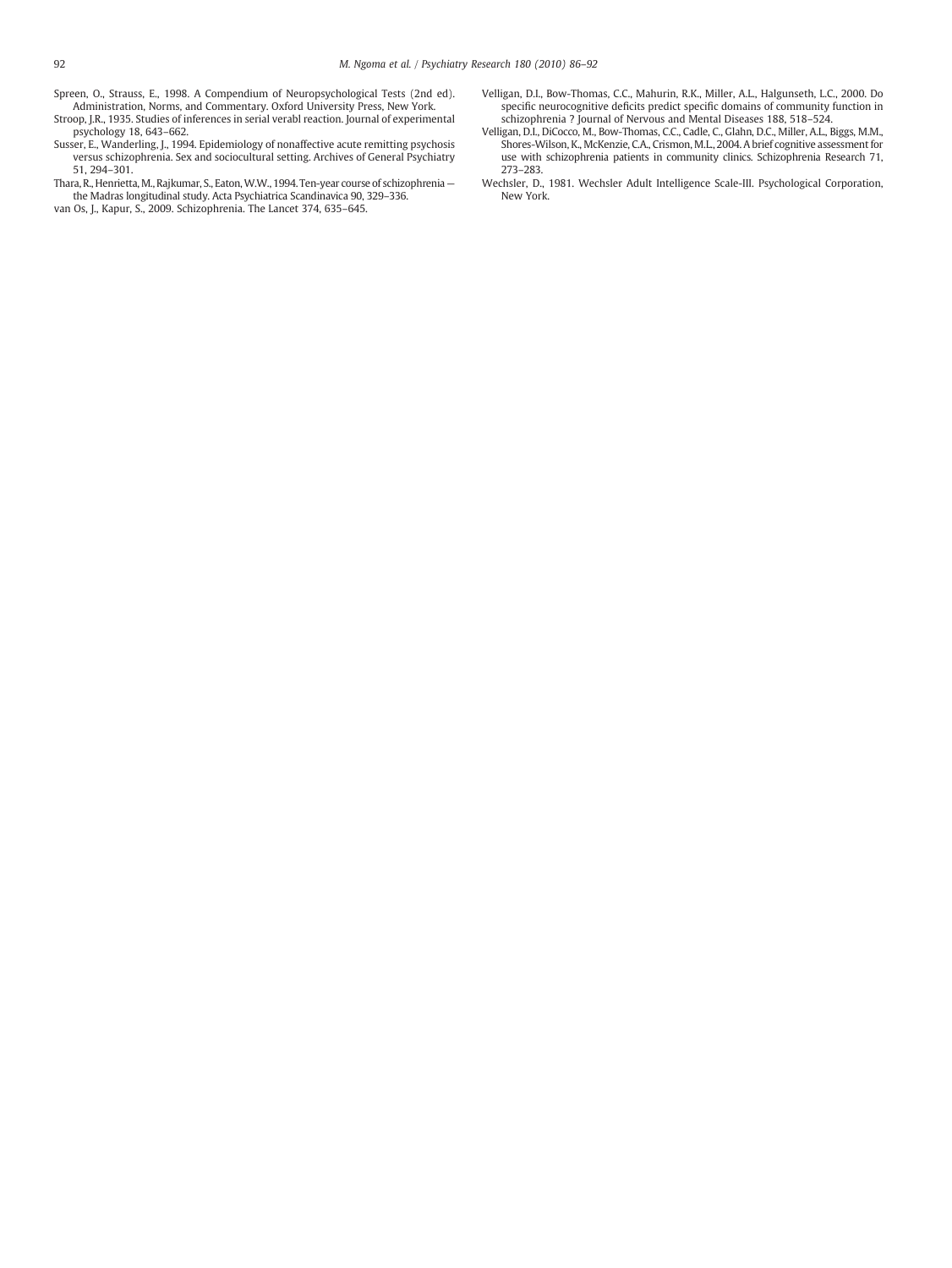Spreen, O., Strauss, E., 1998. A Compendium of Neuropsychological Tests (2nd ed). Administration, Norms, and Commentary. Oxford University Press, New York.

Stroop, J.R., 1935. Studies of inferences in serial verabl reaction. Journal of experimental psychology 18, 643–662.

Susser, E., Wanderling, J., 1994. Epidemiology of nonaffective acute remitting psychosis versus schizophrenia. Sex and sociocultural setting. Archives of General Psychiatry 51, 294–301.

Thara, R., Henrietta, M., Rajkumar, S., Eaton, W.W., 1994. Ten-year course of schizophrenia — the Madras longitudinal study. Acta Psychiatrica Scandinavica 90, 329–336.

van Os, J., Kapur, S., 2009. Schizophrenia. The Lancet 374, 635–645.

Velligan, D.I., Bow-Thomas, C.C., Mahurin, R.K., Miller, A.L., Halgunseth, L.C., 2000. Do specific neurocognitive deficits predict specific domains of community function in schizophrenia ? Journal of Nervous and Mental Diseases 188, 518–524.

Velligan, D.I., DiCocco, M., Bow-Thomas, C.C., Cadle, C., Glahn, D.C., Miller, A.L., Biggs, M.M., Shores-Wilson, K., McKenzie, C.A., Crismon, M.L., 2004. A brief cognitive assessment for use with schizophrenia patients in community clinics. Schizophrenia Research 71, 273–283.

Wechsler, D., 1981. Wechsler Adult Intelligence Scale-III. Psychological Corporation, New York.